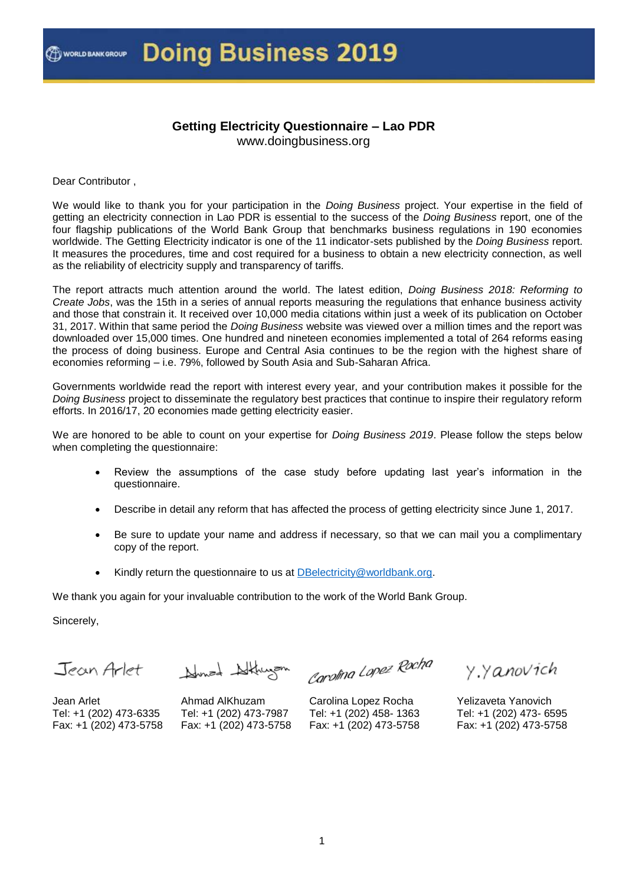WORLD BANK GROUP **Doing Business 2019**

## Getting Electricity Questionnaire – Lao PDR

www.doingbusiness.org

Dear Contributor ,

We would like to thank you for your participation in the *Doing Business* project. Your expertise in the field of getting an electricity connection in Lao PDR is essential to the success of the *Doing Business* report, one of the four flagship publications of the World Bank Group that benchmarks business regulations in 190 economies worldwide. The Getting Electricity indicator is one of the 11 indicator-sets published by the *Doing Business* report. It measures the procedures, time and cost required for a business to obtain a new electricity connection, as well as the reliability of electricity supply and transparency of tariffs.

The report attracts much attention around the world. The latest edition, *Doing Business 2018: Reforming to Create Jobs*, was the 15th in a series of annual reports measuring the regulations that enhance business activity and those that constrain it. It received over 10,000 media citations within just a week of its publication on October 31, 2017. Within that same period the *Doing Business* website was viewed over a million times and the report was downloaded over 15,000 times. One hundred and nineteen economies implemented a total of 264 reforms easing the process of doing business. Europe and Central Asia continues to be the region with the highest share of economies reforming – i.e. 79%, followed by South Asia and Sub-Saharan Africa.

Governments worldwide read the report with interest every year, and your contribution makes it possible for the *Doing Business* project to disseminate the regulatory best practices that continue to inspire their regulatory reform efforts. In 2016/17, 20 economies made getting electricity easier.

We are honored to be able to count on your expertise for *Doing Business 2019*. Please follow the steps below when completing the questionnaire:

- Review the assumptions of the case study before updating last year's information in the questionnaire.
- Describe in detail any reform that has affected the process of getting electricity since June 1, 2017.
- Be sure to update your name and address if necessary, so that we can mail you a complimentary copy of the report.
- Kindly return the questionnaire to us at DBelectricity@worldbank.org.

We thank you again for your invaluable contribution to the work of the World Bank Group.

Sincerely,

| Jean Arlet | Ahmad AlKhuzam | Carolina Lopez Rocha | Yelizaveta Yanovich |
|---|---|---|---|
| Tel: +1 (202) 473-6335 | Tel: +1 (202) 473-7987 | Tel: +1 (202) 458- 1363 | Tel: +1 (202) 473- 6595 |
| Fax: +1 (202) 473-5758 | Fax: +1 (202) 473-5758 | Fax: +1 (202) 473-5758 | Fax: +1 (202) 473-5758 |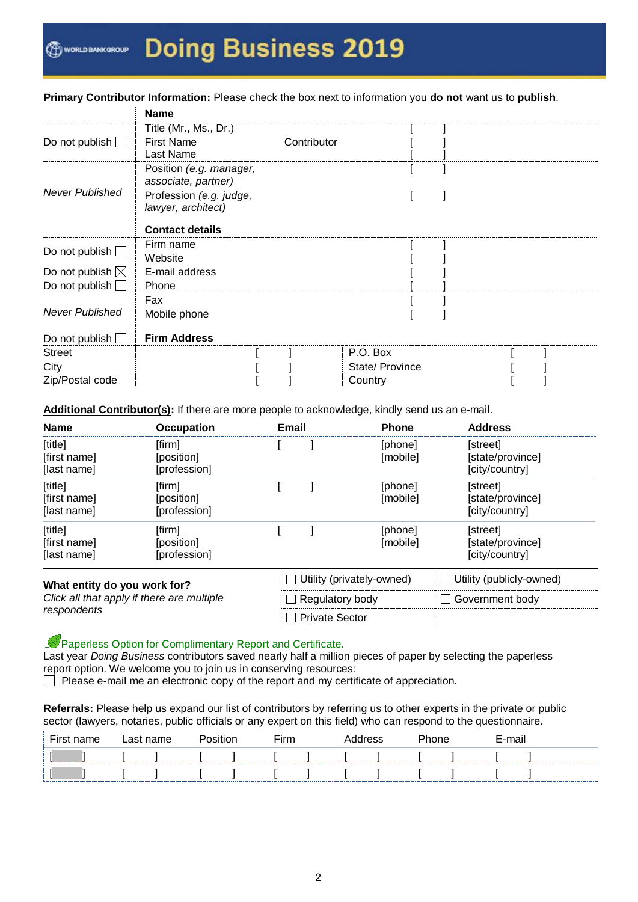# Doing Business 2019

**Primary Contributor Information:** Please check the box next to information you **do not** want us to **publish**.

| | **Name** | | |
|---|---|---|---|
| Do not publish ☐ | Title (Mr., Ms., Dr.) | Contributor | [ ] |
| | First Name | | [ ] |
| | Last Name | | [ ] |
| *Never Published* | Position *(e.g. manager, associate, partner)* | | [ ] |
| | Profession *(e.g. judge, lawyer, architect)* | | [ ] |
| | **Contact details** | | |
| Do not publish ☐ | Firm name | | [ ] |
| | Website | | [ ] |
| Do not publish ☒ | E-mail address | | [ ] |
| Do not publish ☐ | Phone | | [ ] |
| *Never Published* | Fax | | [ ] |
| | Mobile phone | | [ ] |
| Do not publish ☐ | **Firm Address** | | |

| | | | |
|---|---|---|---|
| Street | [ ] | P.O. Box | [ ] |
| City | [ ] | State/ Province | [ ] |
| Zip/Postal code | [ ] | Country | [ ] |

**Additional Contributor(s):** If there are more people to acknowledge, kindly send us an e-mail.

| Name | Occupation | Email | Phone | Address |
|---|---|---|---|---|
| [title] [first name] [last name] | [firm] [position] [profession] | [ ] | [phone] [mobile] | [street] [state/province] [city/country] |
| [title] [first name] [last name] | [firm] [position] [profession] | [ ] | [phone] [mobile] | [street] [state/province] [city/country] |
| [title] [first name] [last name] | [firm] [position] [profession] | [ ] | [phone] [mobile] | [street] [state/province] [city/country] |

| **What entity do you work for?** *Click all that apply if there are multiple respondents* | | |
|---|---|---|
| | ☐ Utility (privately-owned) | ☐ Utility (publicly-owned) |
| | ☐ Regulatory body | ☐ Government body |
| | ☐ Private Sector | |

Paperless Option for Complimentary Report and Certificate.

Last year *Doing Business* contributors saved nearly half a million pieces of paper by selecting the paperless report option. We welcome you to join us in conserving resources:

☐ Please e-mail me an electronic copy of the report and my certificate of appreciation.

**Referrals:** Please help us expand our list of contributors by referring us to other experts in the private or public sector (lawyers, notaries, public officials or any expert on this field) who can respond to the questionnaire.

| First name | Last name | Position | Firm | Address | Phone | E-mail |
|---|---|---|---|---|---|---|
| [ ] | [ ] | [ ] | [ ] | [ ] | [ ] | [ ] |
| [ ] | [ ] | [ ] | [ ] | [ ] | [ ] | [ ] |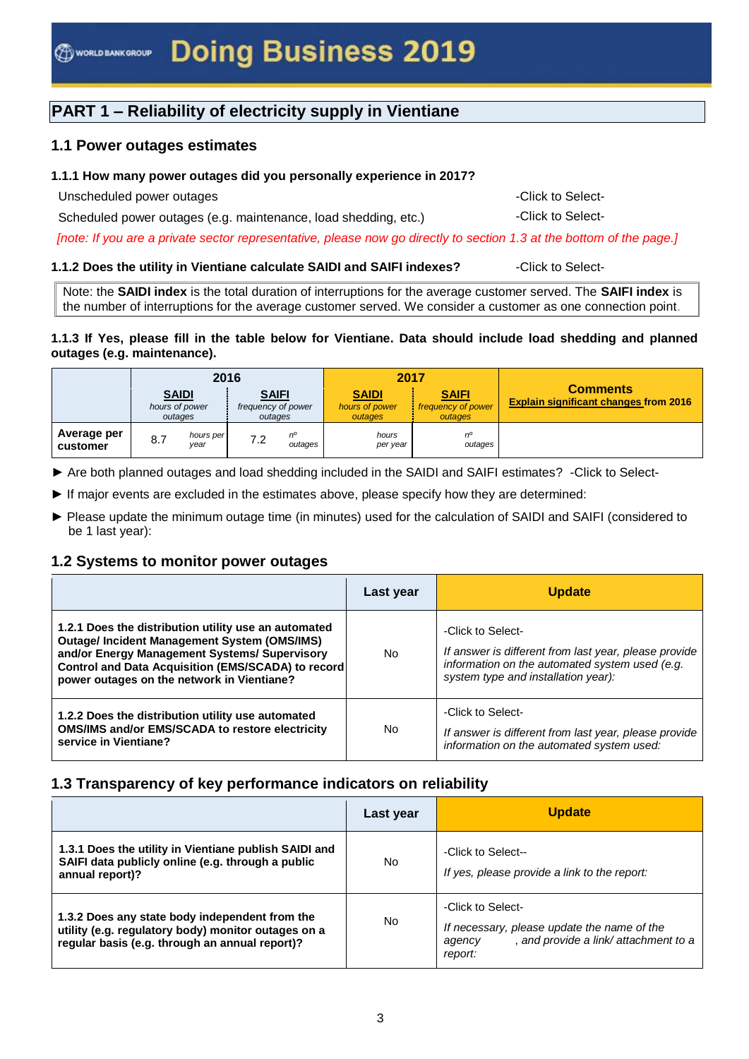## PART 1 – Reliability of electricity supply in Vientiane

### 1.1 Power outages estimates

**1.1.1 How many power outages did you personally experience in 2017?**

Unscheduled power outages -Click to Select-

Scheduled power outages (e.g. maintenance, load shedding, etc.) -Click to Select-

*[note: If you are a private sector representative, please now go directly to section 1.3 at the bottom of the page.]*

**1.1.2 Does the utility in Vientiane calculate SAIDI and SAIFI indexes?** -Click to Select-

Note: the **SAIDI index** is the total duration of interruptions for the average customer served. The **SAIFI index** is the number of interruptions for the average customer served. We consider a customer as one connection point.

**1.1.3 If Yes, please fill in the table below for Vientiane. Data should include load shedding and planned outages (e.g. maintenance).**

| | 2016 | | 2017 | | Comments |
|---|---|---|---|---|---|
| | **SAIDI** *hours of power outages* | **SAIFI** *frequency of power outages* | **SAIDI** *hours of power outages* | **SAIFI** *frequency of power outages* | **Explain significant changes from 2016** |
| **Average per customer** | 8.7 *hours per year* | 7.2 *nº outages* | *hours per year* | *nº outages* | |

► Are both planned outages and load shedding included in the SAIDI and SAIFI estimates? -Click to Select-

► If major events are excluded in the estimates above, please specify how they were determined:

► Please update the minimum outage time (in minutes) used for the calculation of SAIDI and SAIFI (considered to be 1 last year):

### 1.2 Systems to monitor power outages

| | Last year | Update |
|---|---|---|
| **1.2.1 Does the distribution utility use an automated Outage/ Incident Management System (OMS/IMS) and/or Energy Management Systems/ Supervisory Control and Data Acquisition (EMS/SCADA) to record power outages on the network in Vientiane?** | No | -Click to Select- *If answer is different from last year, please provide information on the automated system used (e.g. system type and installation year):* |
| **1.2.2 Does the distribution utility use automated OMS/IMS and/or EMS/SCADA to restore electricity service in Vientiane?** | No | -Click to Select- *If answer is different from last year, please provide information on the automated system used:* |

### 1.3 Transparency of key performance indicators on reliability

| | Last year | Update |
|---|---|---|
| **1.3.1 Does the utility in Vientiane publish SAIDI and SAIFI data publicly online (e.g. through a public annual report)?** | No | -Click to Select-- *If yes, please provide a link to the report:* |
| **1.3.2 Does any state body independent from the utility (e.g. regulatory body) monitor outages on a regular basis (e.g. through an annual report)?** | No | -Click to Select- *If necessary, please update the name of the agency , and provide a link/ attachment to a report:* |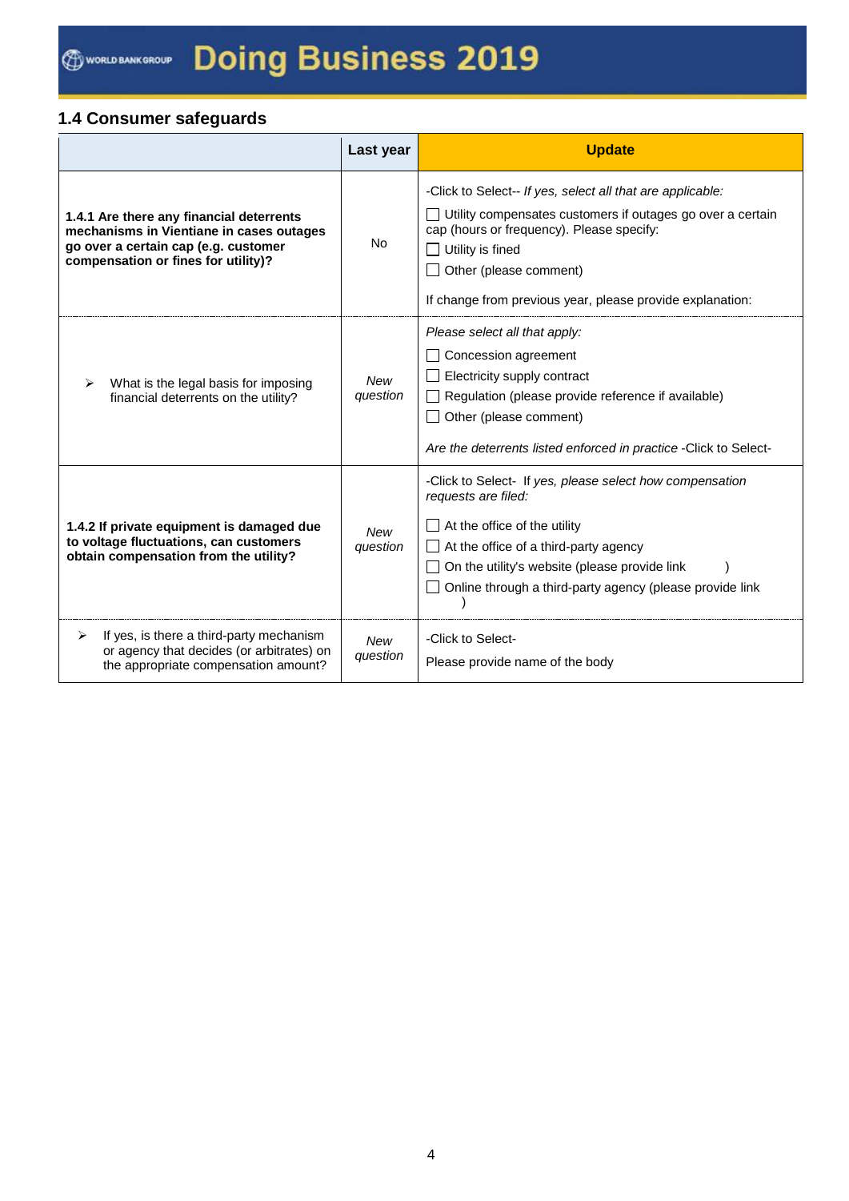## 1.4 Consumer safeguards

| | Last year | Update |
|---|---|---|
| **1.4.1 Are there any financial deterrents mechanisms in Vientiane in cases outages go over a certain cap (e.g. customer compensation or fines for utility)?** | No | -Click to Select-- *If yes, select all that are applicable:*<br>☐ Utility compensates customers if outages go over a certain cap (hours or frequency). Please specify:<br>☐ Utility is fined<br>☐ Other (please comment)<br><br>If change from previous year, please provide explanation: |
| ➢ What is the legal basis for imposing financial deterrents on the utility? | *New question* | *Please select all that apply:*<br>☐ Concession agreement<br>☐ Electricity supply contract<br>☐ Regulation (please provide reference if available)<br>☐ Other (please comment)<br><br>*Are the deterrents listed enforced in practice* -Click to Select- |
| **1.4.2 If private equipment is damaged due to voltage fluctuations, can customers obtain compensation from the utility?** | *New question* | -Click to Select- *If yes, please select how compensation requests are filed:*<br>☐ At the office of the utility<br>☐ At the office of a third-party agency<br>☐ On the utility's website (please provide link )<br>☐ Online through a third-party agency (please provide link ) |
| ➢ If yes, is there a third-party mechanism or agency that decides (or arbitrates) on the appropriate compensation amount? | *New question* | -Click to Select-<br>Please provide name of the body |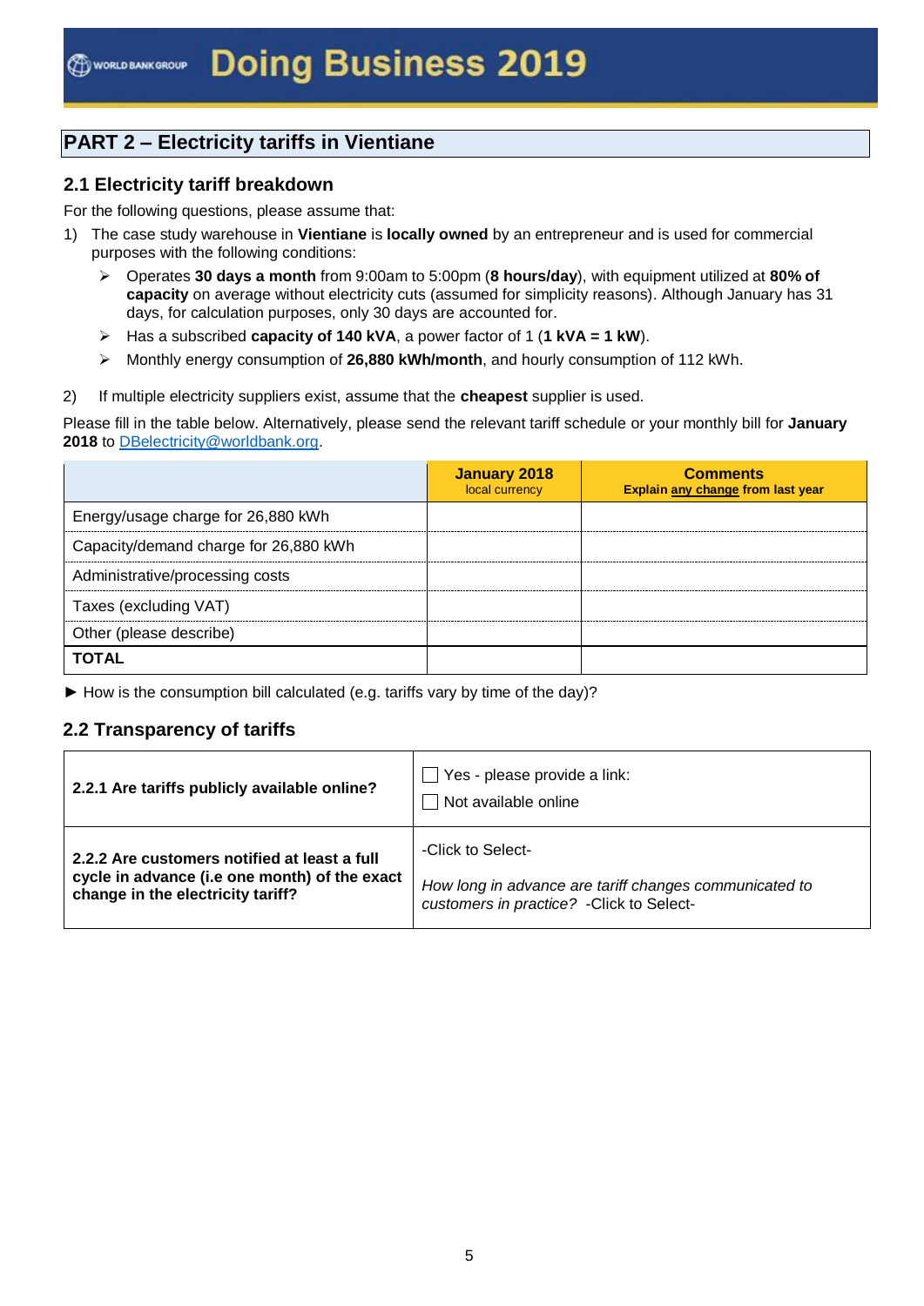## PART 2 – Electricity tariffs in Vientiane

### 2.1 Electricity tariff breakdown

For the following questions, please assume that:

1) The case study warehouse in **Vientiane** is **locally owned** by an entrepreneur and is used for commercial purposes with the following conditions:
   - Operates **30 days a month** from 9:00am to 5:00pm (**8 hours/day**), with equipment utilized at **80% of capacity** on average without electricity cuts (assumed for simplicity reasons). Although January has 31 days, for calculation purposes, only 30 days are accounted for.
   - Has a subscribed **capacity of 140 kVA**, a power factor of 1 (**1 kVA = 1 kW**).
   - Monthly energy consumption of **26,880 kWh/month**, and hourly consumption of 112 kWh.

2) If multiple electricity suppliers exist, assume that the **cheapest** supplier is used.

Please fill in the table below. Alternatively, please send the relevant tariff schedule or your monthly bill for **January 2018** to DBelectricity@worldbank.org.

| | **January 2018** local currency | **Comments** Explain any change from last year |
|---|---|---|
| Energy/usage charge for 26,880 kWh | | |
| Capacity/demand charge for 26,880 kWh | | |
| Administrative/processing costs | | |
| Taxes (excluding VAT) | | |
| Other (please describe) | | |
| **TOTAL** | | |

► How is the consumption bill calculated (e.g. tariffs vary by time of the day)?

### 2.2 Transparency of tariffs

| | |
|---|---|
| **2.2.1 Are tariffs publicly available online?** | ☐ Yes - please provide a link:<br>☐ Not available online |
| **2.2.2 Are customers notified at least a full cycle in advance (i.e one month) of the exact change in the electricity tariff?** | -Click to Select-<br>*How long in advance are tariff changes communicated to customers in practice?* -Click to Select- |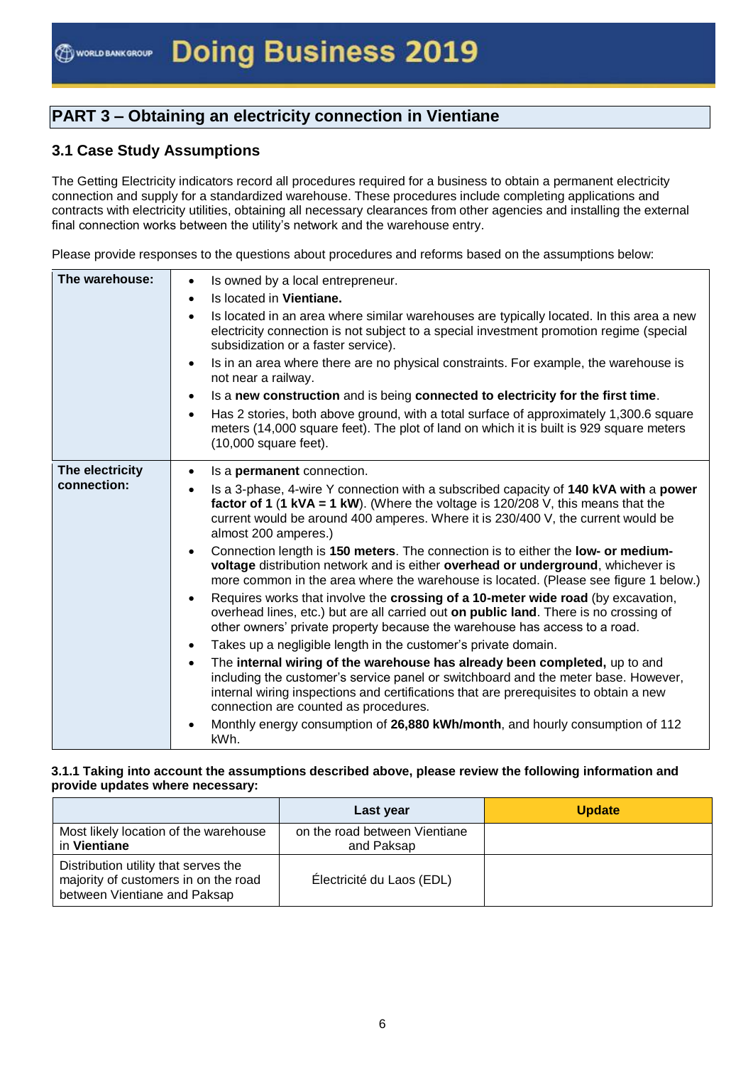## PART 3 – Obtaining an electricity connection in Vientiane

### 3.1 Case Study Assumptions

The Getting Electricity indicators record all procedures required for a business to obtain a permanent electricity connection and supply for a standardized warehouse. These procedures include completing applications and contracts with electricity utilities, obtaining all necessary clearances from other agencies and installing the external final connection works between the utility's network and the warehouse entry.

Please provide responses to the questions about procedures and reforms based on the assumptions below:

| | |
|---|---|
| **The warehouse:** | • Is owned by a local entrepreneur.<br>• Is located in **Vientiane.**<br>• Is located in an area where similar warehouses are typically located. In this area a new electricity connection is not subject to a special investment promotion regime (special subsidization or a faster service).<br>• Is in an area where there are no physical constraints. For example, the warehouse is not near a railway.<br>• Is a **new construction** and is being **connected to electricity for the first time**.<br>• Has 2 stories, both above ground, with a total surface of approximately 1,300.6 square meters (14,000 square feet). The plot of land on which it is built is 929 square meters (10,000 square feet). |
| **The electricity connection:** | • Is a **permanent** connection.<br>• Is a 3-phase, 4-wire Y connection with a subscribed capacity of **140 kVA with** a **power factor of 1** (**1 kVA = 1 kW**). (Where the voltage is 120/208 V, this means that the current would be around 400 amperes. Where it is 230/400 V, the current would be almost 200 amperes.)<br>• Connection length is **150 meters**. The connection is to either the **low- or medium-voltage** distribution network and is either **overhead or underground**, whichever is more common in the area where the warehouse is located. (Please see figure 1 below.)<br>• Requires works that involve the **crossing of a 10-meter wide road** (by excavation, overhead lines, etc.) but are all carried out **on public land**. There is no crossing of other owners' private property because the warehouse has access to a road.<br>• Takes up a negligible length in the customer's private domain.<br>• The **internal wiring of the warehouse has already been completed,** up to and including the customer's service panel or switchboard and the meter base. However, internal wiring inspections and certifications that are prerequisites to obtain a new connection are counted as procedures.<br>• Monthly energy consumption of **26,880 kWh/month**, and hourly consumption of 112 kWh. |

**3.1.1 Taking into account the assumptions described above, please review the following information and provide updates where necessary:**

| | Last year | Update |
|---|---|---|
| Most likely location of the warehouse in **Vientiane** | on the road between Vientiane and Paksap | |
| Distribution utility that serves the majority of customers in on the road between Vientiane and Paksap | Électricité du Laos (EDL) | |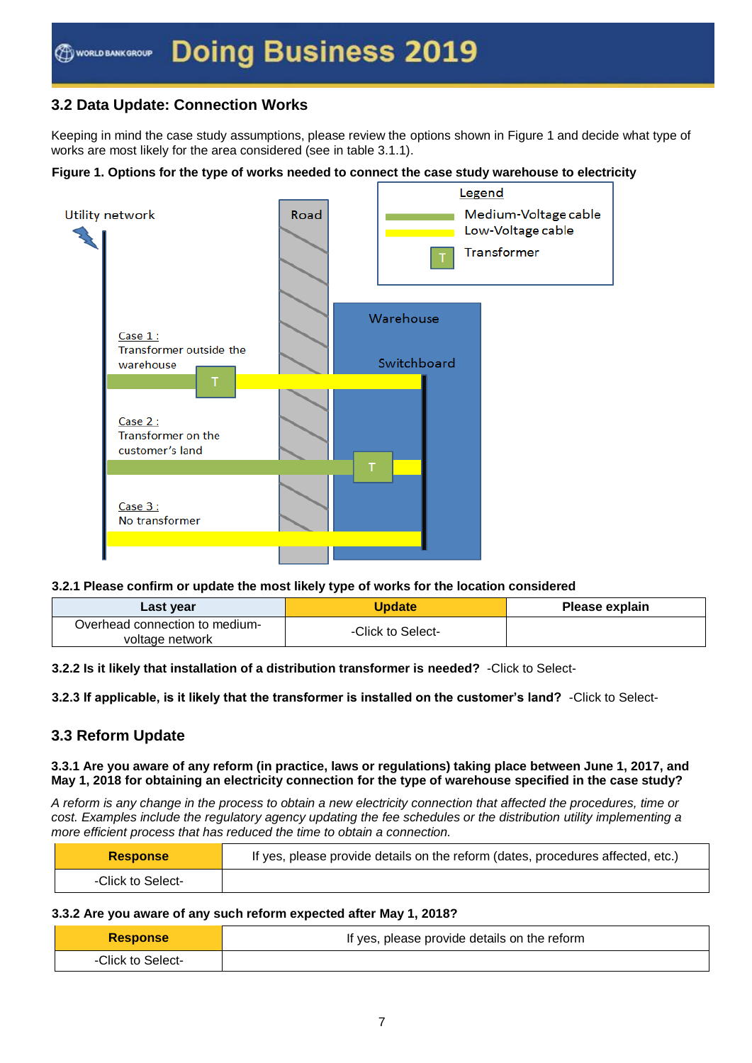## 3.2 Data Update: Connection Works

Keeping in mind the case study assumptions, please review the options shown in Figure 1 and decide what type of works are most likely for the area considered (see in table 3.1.1).

**Figure 1. Options for the type of works needed to connect the case study warehouse to electricity**

Utility network

Road

Legend
Medium-Voltage cable
Low-Voltage cable
T Transformer

Warehouse

Switchboard

Case 1 :
Transformer outside the warehouse

Case 2 :
Transformer on the customer's land

Case 3 :
No transformer

**3.2.1 Please confirm or update the most likely type of works for the location considered**

| Last year | Update | Please explain |
|---|---|---|
| Overhead connection to medium-voltage network | -Click to Select- | |

**3.2.2 Is it likely that installation of a distribution transformer is needed?** -Click to Select-

**3.2.3 If applicable, is it likely that the transformer is installed on the customer's land?** -Click to Select-

## 3.3 Reform Update

**3.3.1 Are you aware of any reform (in practice, laws or regulations) taking place between June 1, 2017, and May 1, 2018 for obtaining an electricity connection for the type of warehouse specified in the case study?**

*A reform is any change in the process to obtain a new electricity connection that affected the procedures, time or cost. Examples include the regulatory agency updating the fee schedules or the distribution utility implementing a more efficient process that has reduced the time to obtain a connection.*

| Response | If yes, please provide details on the reform (dates, procedures affected, etc.) |
|---|---|
| -Click to Select- | |

**3.3.2 Are you aware of any such reform expected after May 1, 2018?**

| Response | If yes, please provide details on the reform |
|---|---|
| -Click to Select- | |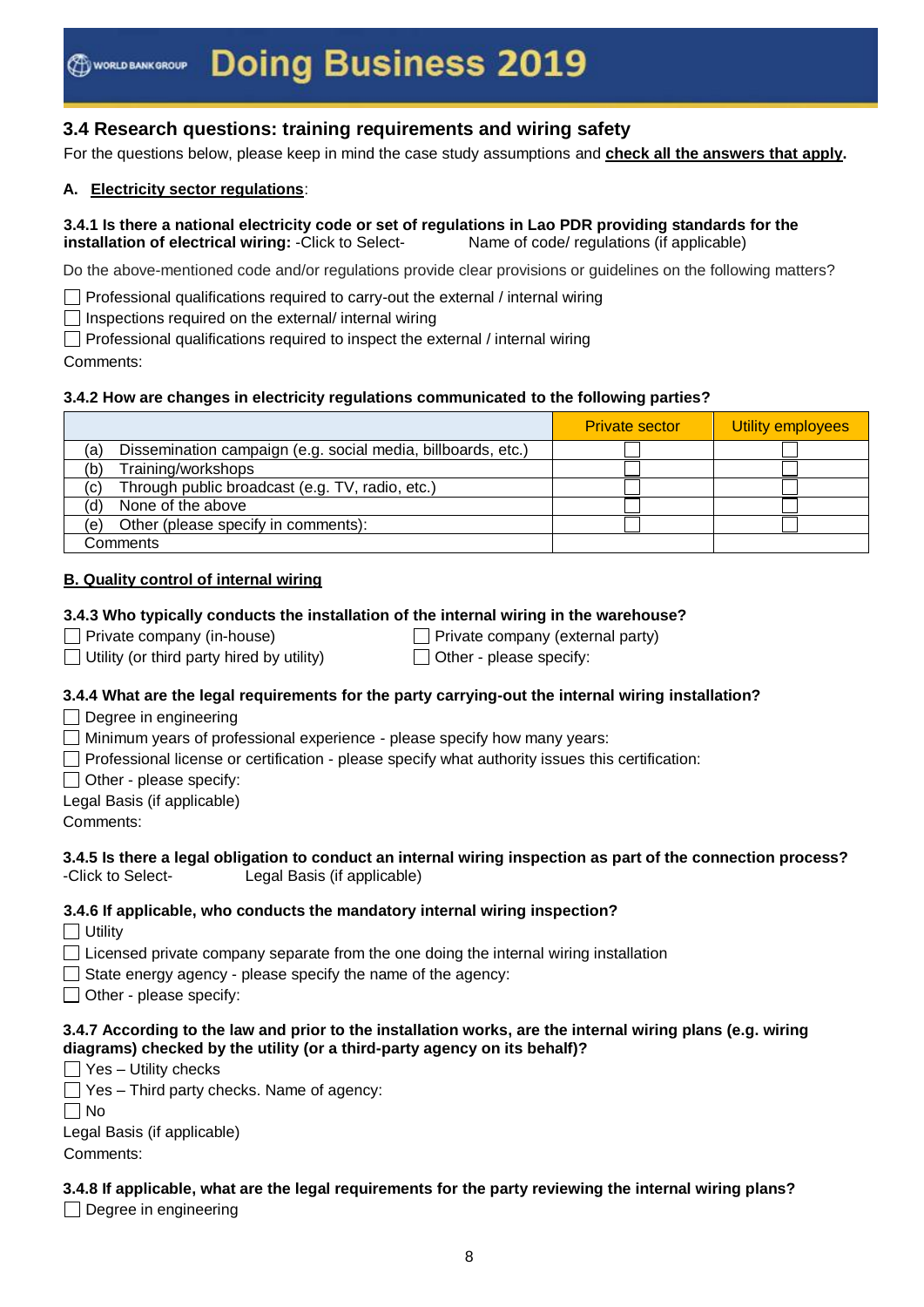## 3.4 Research questions: training requirements and wiring safety

For the questions below, please keep in mind the case study assumptions and **check all the answers that apply**.

**A. Electricity sector regulations**:

**3.4.1 Is there a national electricity code or set of regulations in Lao PDR providing standards for the installation of electrical wiring:** -Click to Select- Name of code/ regulations (if applicable)

Do the above-mentioned code and/or regulations provide clear provisions or guidelines on the following matters?

☐ Professional qualifications required to carry-out the external / internal wiring
☐ Inspections required on the external/ internal wiring
☐ Professional qualifications required to inspect the external / internal wiring

Comments:

**3.4.2 How are changes in electricity regulations communicated to the following parties?**

| | Private sector | Utility employees |
|---|---|---|
| (a) Dissemination campaign (e.g. social media, billboards, etc.) | ☐ | ☐ |
| (b) Training/workshops | ☐ | ☐ |
| (c) Through public broadcast (e.g. TV, radio, etc.) | ☐ | ☐ |
| (d) None of the above | ☐ | ☐ |
| (e) Other (please specify in comments): | ☐ | ☐ |
| Comments | | |

**B. Quality control of internal wiring**

**3.4.3 Who typically conducts the installation of the internal wiring in the warehouse?**

☐ Private company (in-house)
☐ Private company (external party)
☐ Utility (or third party hired by utility)
☐ Other - please specify:

**3.4.4 What are the legal requirements for the party carrying-out the internal wiring installation?**

☐ Degree in engineering
☐ Minimum years of professional experience - please specify how many years:
☐ Professional license or certification - please specify what authority issues this certification:
☐ Other - please specify:

Legal Basis (if applicable)

Comments:

**3.4.5 Is there a legal obligation to conduct an internal wiring inspection as part of the connection process?**
-Click to Select- Legal Basis (if applicable)

**3.4.6 If applicable, who conducts the mandatory internal wiring inspection?**

☐ Utility
☐ Licensed private company separate from the one doing the internal wiring installation
☐ State energy agency - please specify the name of the agency:
☐ Other - please specify:

**3.4.7 According to the law and prior to the installation works, are the internal wiring plans (e.g. wiring diagrams) checked by the utility (or a third-party agency on its behalf)?**

☐ Yes – Utility checks
☐ Yes – Third party checks. Name of agency:
☐ No

Legal Basis (if applicable)

Comments:

**3.4.8 If applicable, what are the legal requirements for the party reviewing the internal wiring plans?**

☐ Degree in engineering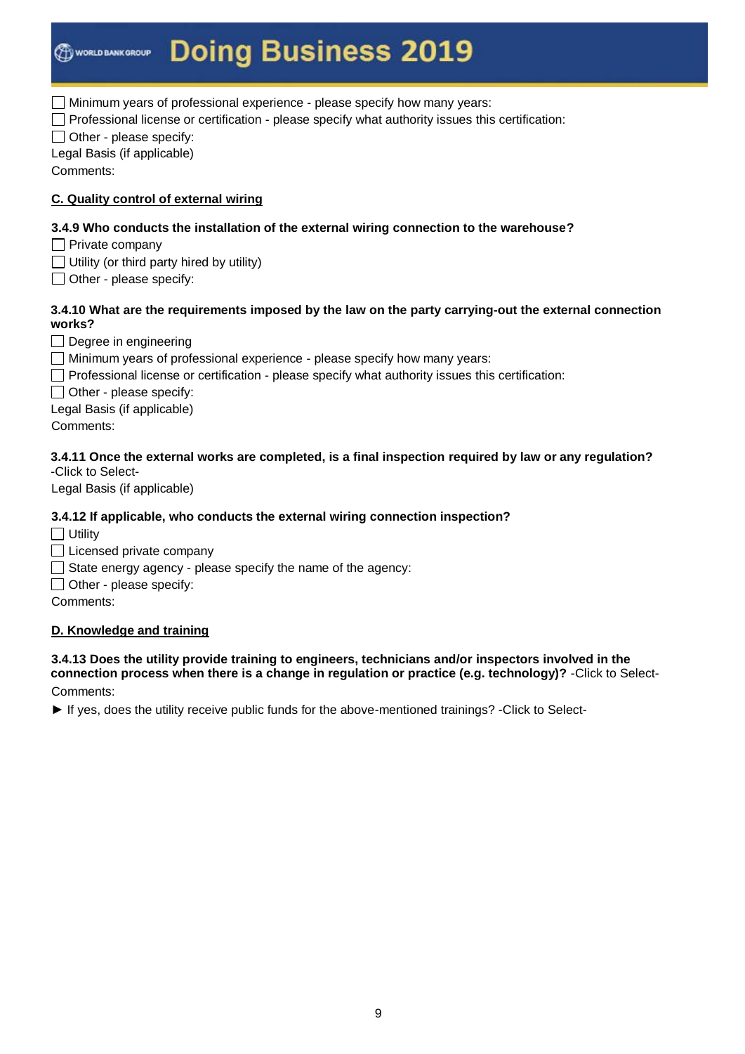- ☐ Minimum years of professional experience - please specify how many years:
- ☐ Professional license or certification - please specify what authority issues this certification:
- ☐ Other - please specify:

Legal Basis (if applicable)

Comments:

## C. Quality control of external wiring

**3.4.9 Who conducts the installation of the external wiring connection to the warehouse?**

- ☐ Private company
- ☐ Utility (or third party hired by utility)
- ☐ Other - please specify:

**3.4.10 What are the requirements imposed by the law on the party carrying-out the external connection works?**

- ☐ Degree in engineering
- ☐ Minimum years of professional experience - please specify how many years:
- ☐ Professional license or certification - please specify what authority issues this certification:
- ☐ Other - please specify:

Legal Basis (if applicable)

Comments:

**3.4.11 Once the external works are completed, is a final inspection required by law or any regulation?**
-Click to Select-

Legal Basis (if applicable)

**3.4.12 If applicable, who conducts the external wiring connection inspection?**

- ☐ Utility
- ☐ Licensed private company
- ☐ State energy agency - please specify the name of the agency:
- ☐ Other - please specify:

Comments:

## D. Knowledge and training

**3.4.13 Does the utility provide training to engineers, technicians and/or inspectors involved in the connection process when there is a change in regulation or practice (e.g. technology)?** -Click to Select-

Comments:

► If yes, does the utility receive public funds for the above-mentioned trainings? -Click to Select-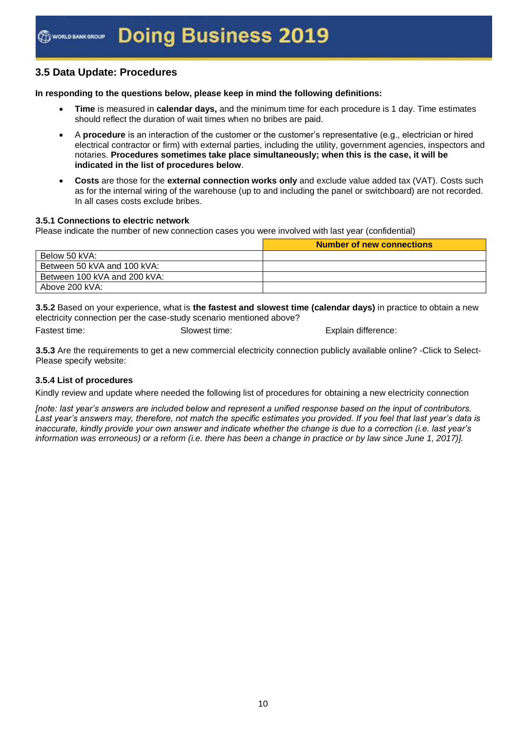## 3.5 Data Update: Procedures

**In responding to the questions below, please keep in mind the following definitions:**

- **Time** is measured in **calendar days,** and the minimum time for each procedure is 1 day. Time estimates should reflect the duration of wait times when no bribes are paid.
- A **procedure** is an interaction of the customer or the customer's representative (e.g., electrician or hired electrical contractor or firm) with external parties, including the utility, government agencies, inspectors and notaries. **Procedures sometimes take place simultaneously; when this is the case, it will be indicated in the list of procedures below**.
- **Costs** are those for the **external connection works only** and exclude value added tax (VAT). Costs such as for the internal wiring of the warehouse (up to and including the panel or switchboard) are not recorded. In all cases costs exclude bribes.

### 3.5.1 Connections to electric network

Please indicate the number of new connection cases you were involved with last year (confidential)

| | **Number of new connections** |
|---|---|
| Below 50 kVA: | |
| Between 50 kVA and 100 kVA: | |
| Between 100 kVA and 200 kVA: | |
| Above 200 kVA: | |

**3.5.2** Based on your experience, what is **the fastest and slowest time (calendar days)** in practice to obtain a new electricity connection per the case-study scenario mentioned above?

Fastest time: Slowest time: Explain difference:

**3.5.3** Are the requirements to get a new commercial electricity connection publicly available online? -Click to Select- Please specify website:

### 3.5.4 List of procedures

Kindly review and update where needed the following list of procedures for obtaining a new electricity connection

*[note: last year's answers are included below and represent a unified response based on the input of contributors. Last year's answers may, therefore, not match the specific estimates you provided. If you feel that last year's data is inaccurate, kindly provide your own answer and indicate whether the change is due to a correction (i.e. last year's information was erroneous) or a reform (i.e. there has been a change in practice or by law since June 1, 2017)].*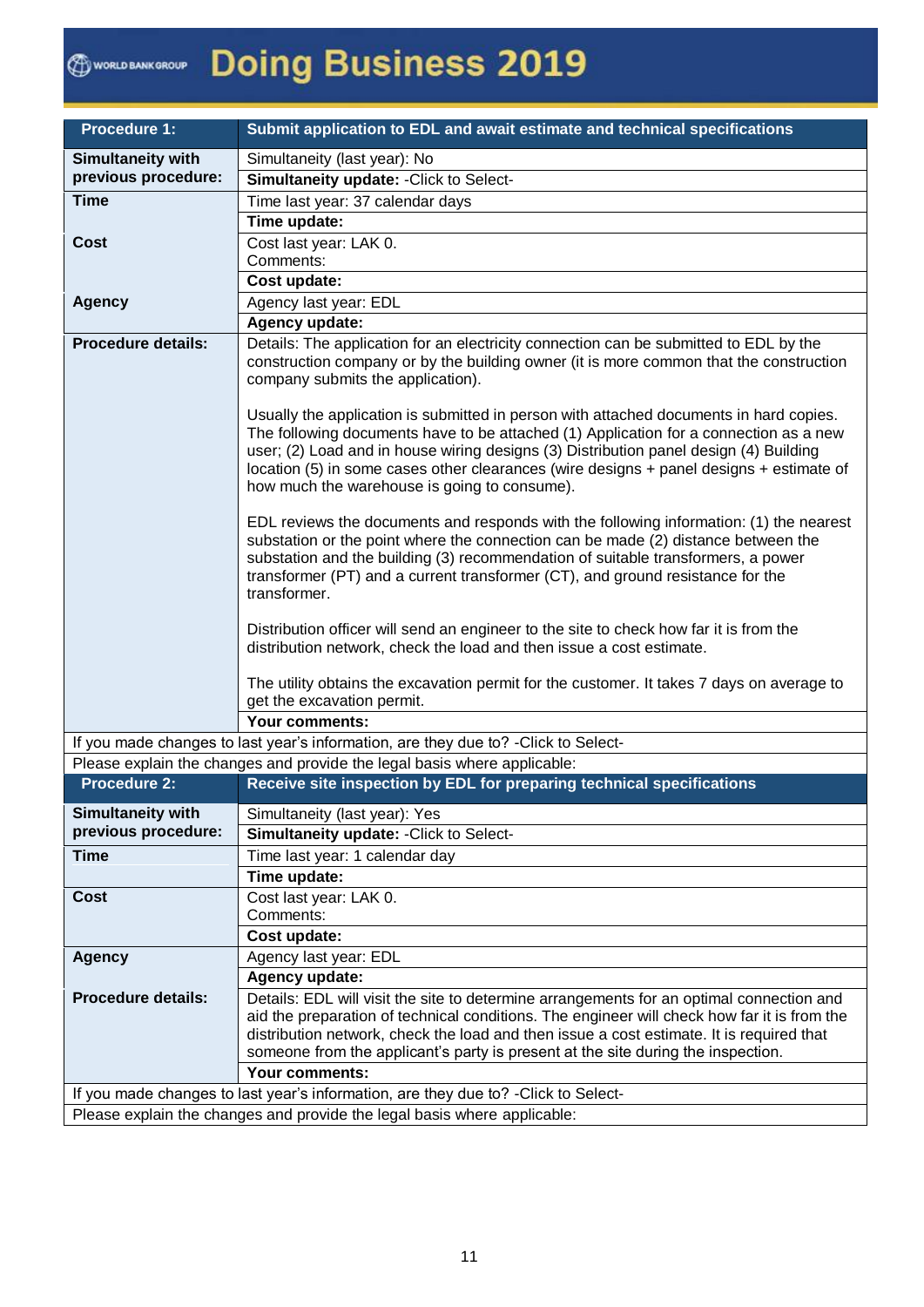| Procedure 1: | Submit application to EDL and await estimate and technical specifications |
|---|---|
| **Simultaneity with previous procedure:** | Simultaneity (last year): No |
| | **Simultaneity update:** -Click to Select- |
| **Time** | Time last year: 37 calendar days |
| | **Time update:** |
| **Cost** | Cost last year: LAK 0.<br>Comments: |
| | **Cost update:** |
| **Agency** | Agency last year: EDL |
| | **Agency update:** |
| **Procedure details:** | Details: The application for an electricity connection can be submitted to EDL by the construction company or by the building owner (it is more common that the construction company submits the application).<br><br>Usually the application is submitted in person with attached documents in hard copies. The following documents have to be attached (1) Application for a connection as a new user; (2) Load and in house wiring designs (3) Distribution panel design (4) Building location (5) in some cases other clearances (wire designs + panel designs + estimate of how much the warehouse is going to consume).<br><br>EDL reviews the documents and responds with the following information: (1) the nearest substation or the point where the connection can be made (2) distance between the substation and the building (3) recommendation of suitable transformers, a power transformer (PT) and a current transformer (CT), and ground resistance for the transformer.<br><br>Distribution officer will send an engineer to the site to check how far it is from the distribution network, check the load and then issue a cost estimate.<br><br>The utility obtains the excavation permit for the customer. It takes 7 days on average to get the excavation permit. |
| | **Your comments:** |
| If you made changes to last year's information, are they due to? -Click to Select- | |
| Please explain the changes and provide the legal basis where applicable: | |

| Procedure 2: | Receive site inspection by EDL for preparing technical specifications |
|---|---|
| **Simultaneity with previous procedure:** | Simultaneity (last year): Yes |
| | **Simultaneity update:** -Click to Select- |
| **Time** | Time last year: 1 calendar day |
| | **Time update:** |
| **Cost** | Cost last year: LAK 0.<br>Comments: |
| | **Cost update:** |
| **Agency** | Agency last year: EDL |
| | **Agency update:** |
| **Procedure details:** | Details: EDL will visit the site to determine arrangements for an optimal connection and aid the preparation of technical conditions. The engineer will check how far it is from the distribution network, check the load and then issue a cost estimate. It is required that someone from the applicant's party is present at the site during the inspection. |
| | **Your comments:** |
| If you made changes to last year's information, are they due to? -Click to Select- | |
| Please explain the changes and provide the legal basis where applicable: | |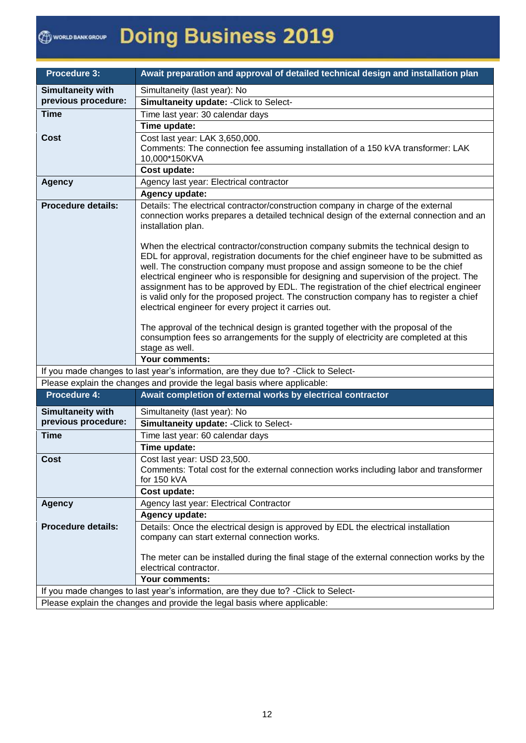| Procedure 3: | Await preparation and approval of detailed technical design and installation plan |
|---|---|
| **Simultaneity with previous procedure:** | Simultaneity (last year): No |
| | **Simultaneity update:** -Click to Select- |
| **Time** | Time last year: 30 calendar days |
| | **Time update:** |
| **Cost** | Cost last year: LAK 3,650,000.<br>Comments: The connection fee assuming installation of a 150 kVA transformer: LAK 10,000*150KVA |
| | **Cost update:** |
| **Agency** | Agency last year: Electrical contractor |
| | **Agency update:** |
| **Procedure details:** | Details: The electrical contractor/construction company in charge of the external connection works prepares a detailed technical design of the external connection and an installation plan.<br><br>When the electrical contractor/construction company submits the technical design to EDL for approval, registration documents for the chief engineer have to be submitted as well. The construction company must propose and assign someone to be the chief electrical engineer who is responsible for designing and supervision of the project. The assignment has to be approved by EDL. The registration of the chief electrical engineer is valid only for the proposed project. The construction company has to register a chief electrical engineer for every project it carries out.<br><br>The approval of the technical design is granted together with the proposal of the consumption fees so arrangements for the supply of electricity are completed at this stage as well. |
| | **Your comments:** |
| If you made changes to last year's information, are they due to? -Click to Select- | |
| Please explain the changes and provide the legal basis where applicable: | |

| Procedure 4: | Await completion of external works by electrical contractor |
|---|---|
| **Simultaneity with previous procedure:** | Simultaneity (last year): No |
| | **Simultaneity update:** -Click to Select- |
| **Time** | Time last year: 60 calendar days |
| | **Time update:** |
| **Cost** | Cost last year: USD 23,500.<br>Comments: Total cost for the external connection works including labor and transformer for 150 kVA |
| | **Cost update:** |
| **Agency** | Agency last year: Electrical Contractor |
| | **Agency update:** |
| **Procedure details:** | Details: Once the electrical design is approved by EDL the electrical installation company can start external connection works.<br><br>The meter can be installed during the final stage of the external connection works by the electrical contractor. |
| | **Your comments:** |
| If you made changes to last year's information, are they due to? -Click to Select- | |
| Please explain the changes and provide the legal basis where applicable: | |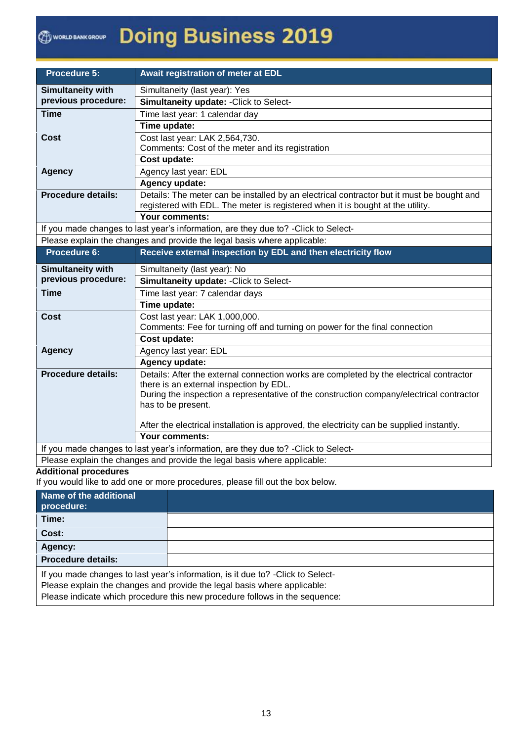| Procedure 5: | Await registration of meter at EDL |
| --- | --- |
| **Simultaneity with previous procedure:** | Simultaneity (last year): Yes |
| | **Simultaneity update:** -Click to Select- |
| **Time** | Time last year: 1 calendar day |
| | **Time update:** |
| **Cost** | Cost last year: LAK 2,564,730.<br>Comments: Cost of the meter and its registration |
| | **Cost update:** |
| **Agency** | Agency last year: EDL |
| | **Agency update:** |
| **Procedure details:** | Details: The meter can be installed by an electrical contractor but it must be bought and registered with EDL. The meter is registered when it is bought at the utility. |
| | **Your comments:** |
| If you made changes to last year's information, are they due to? -Click to Select- | |
| Please explain the changes and provide the legal basis where applicable: | |

| Procedure 6: | Receive external inspection by EDL and then electricity flow |
| --- | --- |
| **Simultaneity with previous procedure:** | Simultaneity (last year): No |
| | **Simultaneity update:** -Click to Select- |
| **Time** | Time last year: 7 calendar days |
| | **Time update:** |
| **Cost** | Cost last year: LAK 1,000,000.<br>Comments: Fee for turning off and turning on power for the final connection |
| | **Cost update:** |
| **Agency** | Agency last year: EDL |
| | **Agency update:** |
| **Procedure details:** | Details: After the external connection works are completed by the electrical contractor there is an external inspection by EDL.<br>During the inspection a representative of the construction company/electrical contractor has to be present.<br><br>After the electrical installation is approved, the electricity can be supplied instantly. |
| | **Your comments:** |
| If you made changes to last year's information, are they due to? -Click to Select- | |
| Please explain the changes and provide the legal basis where applicable: | |

**Additional procedures**

If you would like to add one or more procedures, please fill out the box below.

| Name of the additional procedure: | |
| --- | --- |
| **Time:** | |
| **Cost:** | |
| **Agency:** | |
| **Procedure details:** | |
| If you made changes to last year's information, is it due to? -Click to Select-<br>Please explain the changes and provide the legal basis where applicable:<br>Please indicate which procedure this new procedure follows in the sequence: | |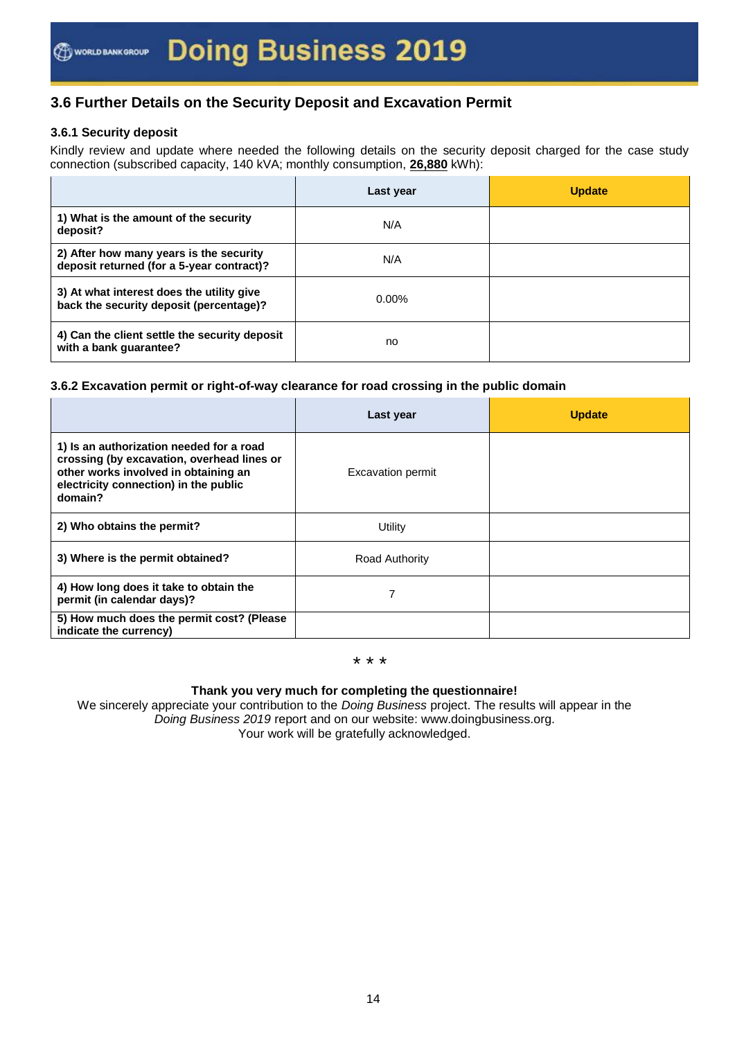## 3.6 Further Details on the Security Deposit and Excavation Permit

### 3.6.1 Security deposit

Kindly review and update where needed the following details on the security deposit charged for the case study connection (subscribed capacity, 140 kVA; monthly consumption, **26,880** kWh):

| | Last year | Update |
|---|---|---|
| **1) What is the amount of the security deposit?** | N/A | |
| **2) After how many years is the security deposit returned (for a 5-year contract)?** | N/A | |
| **3) At what interest does the utility give back the security deposit (percentage)?** | 0.00% | |
| **4) Can the client settle the security deposit with a bank guarantee?** | no | |

### 3.6.2 Excavation permit or right-of-way clearance for road crossing in the public domain

| | Last year | Update |
|---|---|---|
| **1) Is an authorization needed for a road crossing (by excavation, overhead lines or other works involved in obtaining an electricity connection) in the public domain?** | Excavation permit | |
| **2) Who obtains the permit?** | Utility | |
| **3) Where is the permit obtained?** | Road Authority | |
| **4) How long does it take to obtain the permit (in calendar days)?** | 7 | |
| **5) How much does the permit cost? (Please indicate the currency)** | | |

* * *

**Thank you very much for completing the questionnaire!**

We sincerely appreciate your contribution to the *Doing Business* project. The results will appear in the *Doing Business 2019* report and on our website: www.doingbusiness.org.
Your work will be gratefully acknowledged.